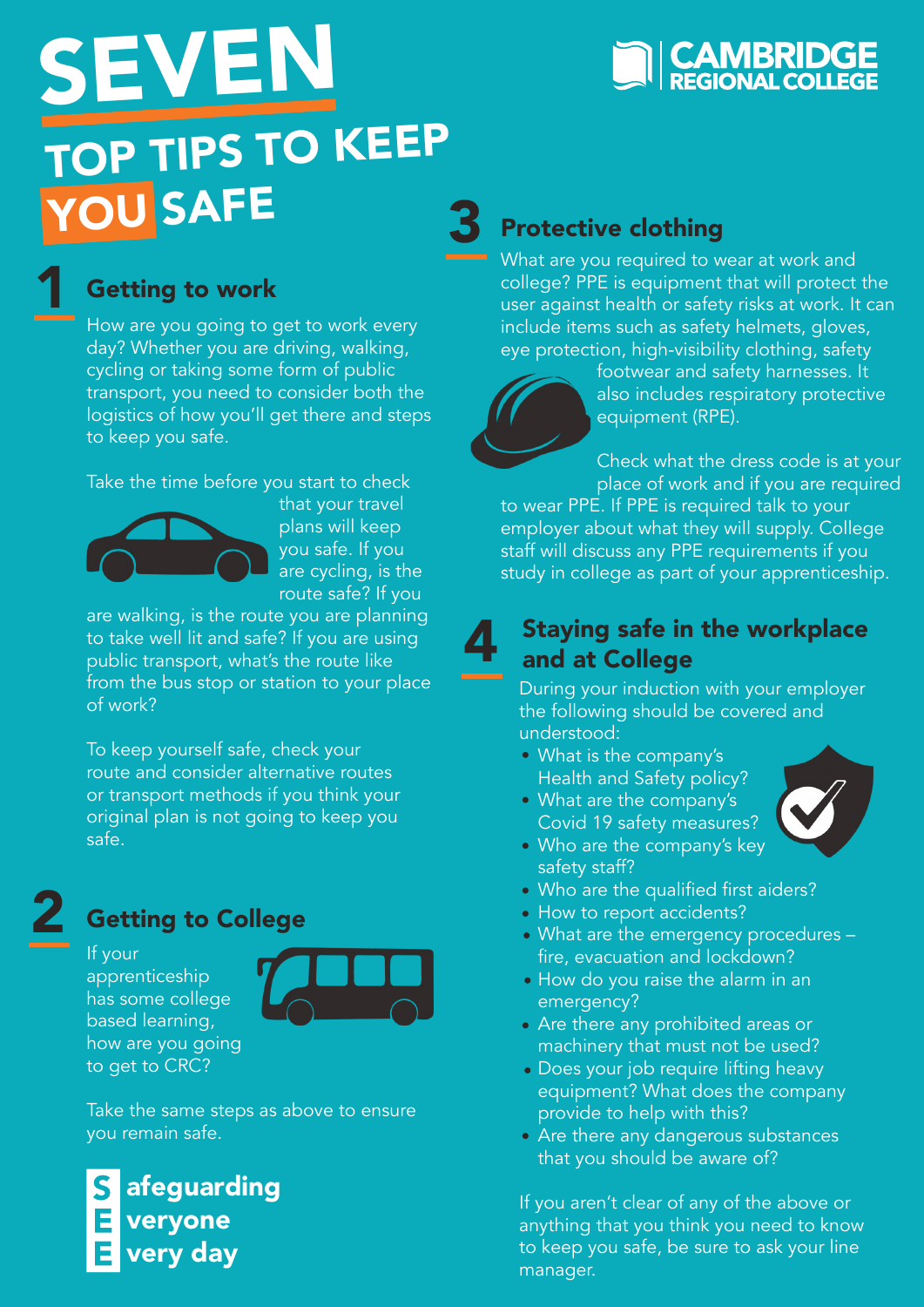# SEVEN TOP TIPS TO KEEP YOU SAFE

CAMBRIDGE REGIONAL COLLEGE

## 1 Getting to work

How are you going to get to work every day? Whether you are driving, walking, cycling or taking some form of public transport, you need to consider both the logistics of how you'll get there and steps to keep you safe.

Take the time before you start to check that your travel plans will keep you safe. If you are cycling, is the route safe? If you are walking, is the route you are planning to take well lit and safe? If you are using public transport, what's the route like from the bus stop or station to your place of work?

To keep yourself safe, check your route and consider alternative routes or transport methods if you think your original plan is not going to keep you safe.

## 2 Getting to College

If your apprenticeship has some college based learning, how are you going to get to CRC?

Take the same steps as above to ensure you remain safe.

**S**afeguarding
**E**veryone
**E**very day

## 3 Protective clothing

What are you required to wear at work and college? PPE is equipment that will protect the user against health or safety risks at work. It can include items such as safety helmets, gloves, eye protection, high-visibility clothing, safety footwear and safety harnesses. It also includes respiratory protective equipment (RPE).

Check what the dress code is at your place of work and if you are required to wear PPE. If PPE is required talk to your employer about what they will supply. College staff will discuss any PPE requirements if you study in college as part of your apprenticeship.

## 4 Staying safe in the workplace and at College

During your induction with your employer the following should be covered and understood:

- What is the company's Health and Safety policy?
- What are the company's Covid 19 safety measures?
- Who are the company's key safety staff?
- Who are the qualified first aiders?
- How to report accidents?
- What are the emergency procedures – fire, evacuation and lockdown?
- How do you raise the alarm in an emergency?
- Are there any prohibited areas or machinery that must not be used?
- Does your job require lifting heavy equipment? What does the company provide to help with this?
- Are there any dangerous substances that you should be aware of?

If you aren't clear of any of the above or anything that you think you need to know to keep you safe, be sure to ask your line manager.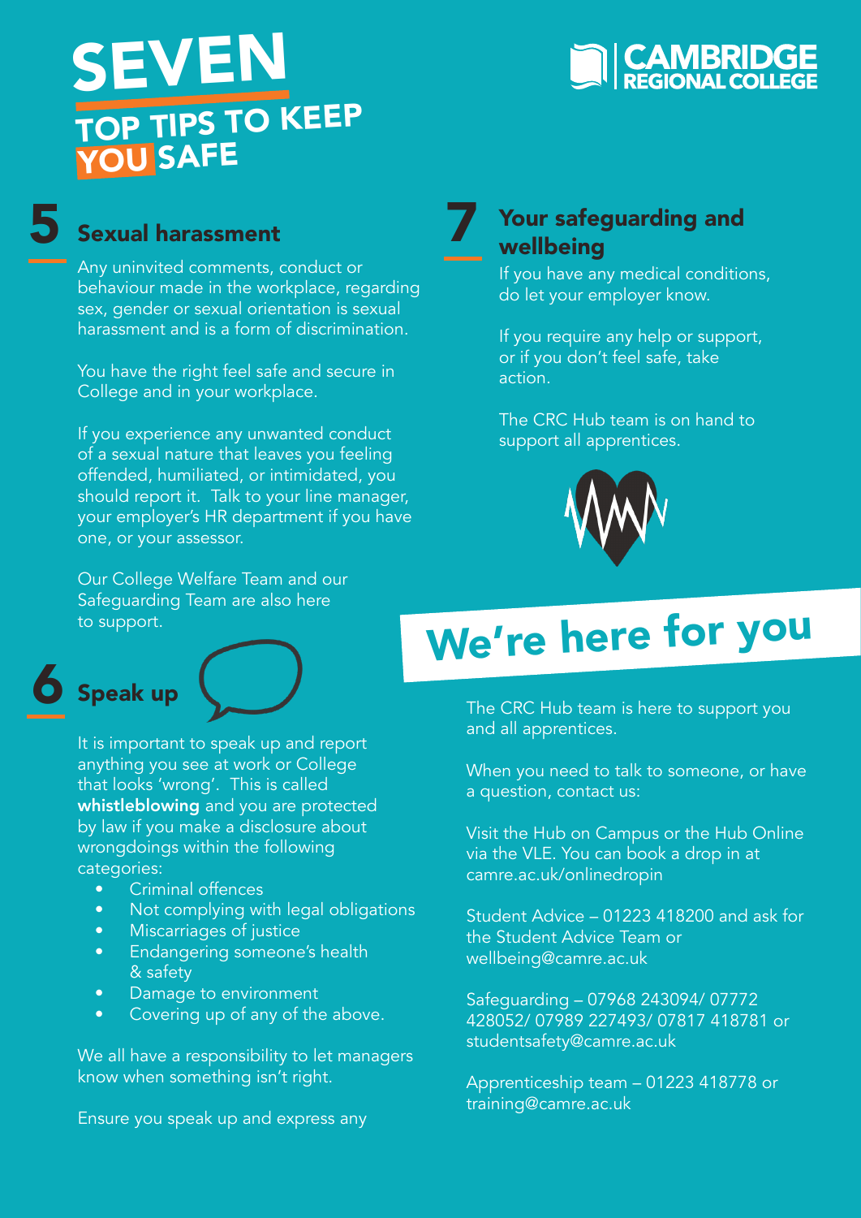# SEVEN TOP TIPS TO KEEP YOU SAFE

CAMBRIDGE REGIONAL COLLEGE

## 5 Sexual harassment

Any uninvited comments, conduct or behaviour made in the workplace, regarding sex, gender or sexual orientation is sexual harassment and is a form of discrimination.

You have the right feel safe and secure in College and in your workplace.

If you experience any unwanted conduct of a sexual nature that leaves you feeling offended, humiliated, or intimidated, you should report it. Talk to your line manager, your employer's HR department if you have one, or your assessor.

Our College Welfare Team and our Safeguarding Team are also here to support.

## 6 Speak up

It is important to speak up and report anything you see at work or College that looks 'wrong'. This is called **whistleblowing** and you are protected by law if you make a disclosure about wrongdoings within the following categories:

- Criminal offences
- Not complying with legal obligations
- Miscarriages of justice
- Endangering someone's health & safety
- Damage to environment
- Covering up of any of the above.

We all have a responsibility to let managers know when something isn't right.

Ensure you speak up and express any

## 7 Your safeguarding and wellbeing

If you have any medical conditions, do let your employer know.

If you require any help or support, or if you don't feel safe, take action.

The CRC Hub team is on hand to support all apprentices.

## We're here for you

The CRC Hub team is here to support you and all apprentices.

When you need to talk to someone, or have a question, contact us:

Visit the Hub on Campus or the Hub Online via the VLE. You can book a drop in at camre.ac.uk/onlinedropin

Student Advice – 01223 418200 and ask for the Student Advice Team or wellbeing@camre.ac.uk

Safeguarding – 07968 243094/ 07772 428052/ 07989 227493/ 07817 418781 or studentsafety@camre.ac.uk

Apprenticeship team – 01223 418778 or training@camre.ac.uk